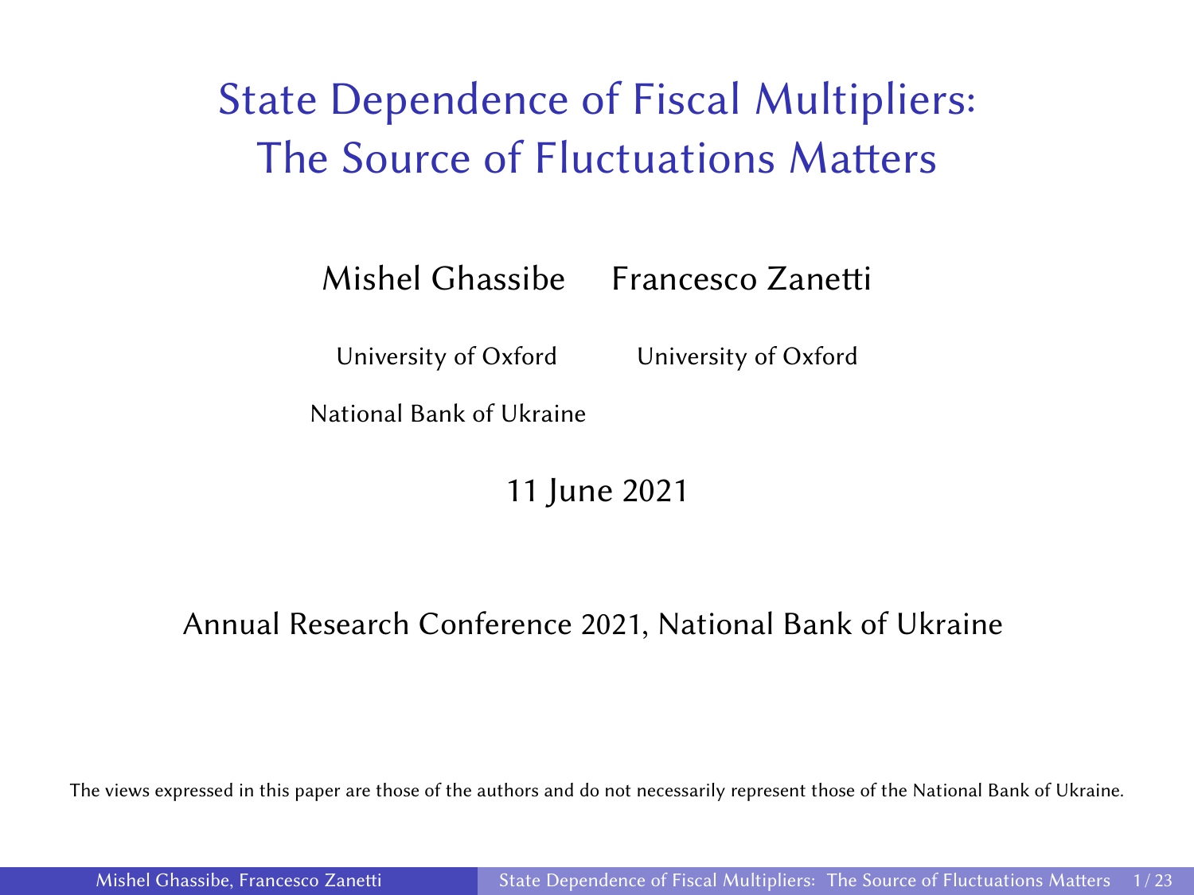# State Dependence of Fiscal Multipliers: The Source of Fluctuations Matters

Mishel Ghassibe Francesco Zanetti

University of Oxford University of Oxford

National Bank of Ukraine

11 June 2021

Annual Research Conference 2021, National Bank of Ukraine

The views expressed in this paper are those of the authors and do not necessarily represent those of the National Bank of Ukraine.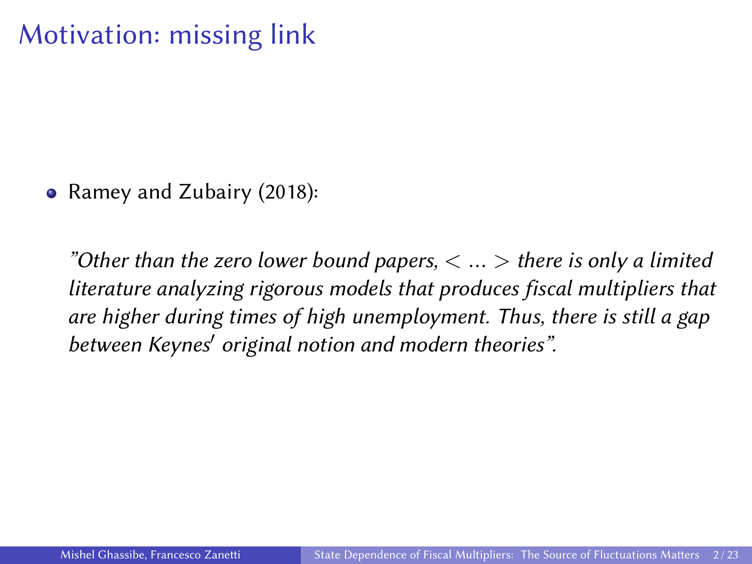# Motivation: missing link

- Ramey and Zubairy (2018):

  *"Other than the zero lower bound papers, < ... > there is only a limited literature analyzing rigorous models that produces fiscal multipliers that are higher during times of high unemployment. Thus, there is still a gap between Keynes' original notion and modern theories".*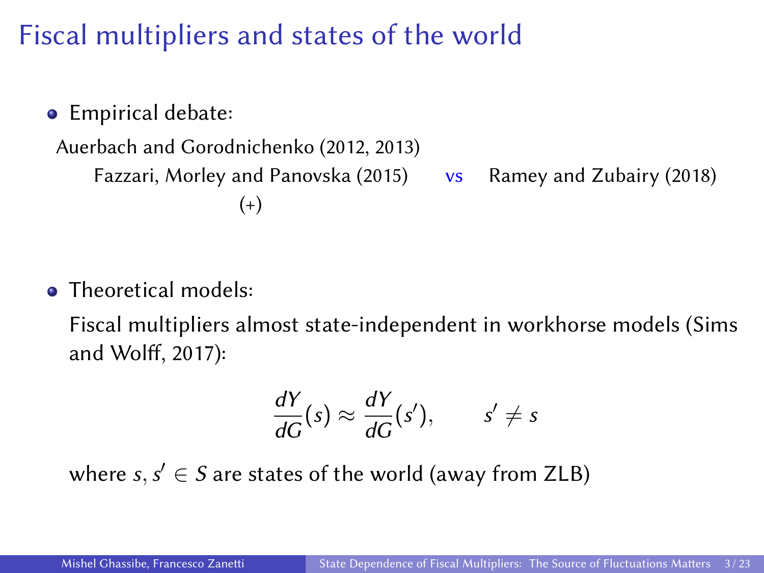# Fiscal multipliers and states of the world

- Empirical debate:

  Auerbach and Gorodnichenko (2012, 2013)
  
  Fazzari, Morley and Panovska (2015) vs Ramey and Zubairy (2018)
  
  (+)

- Theoretical models:

  Fiscal multipliers almost state-independent in workhorse models (Sims and Wolff, 2017):

$$\frac{dY}{dG}(s) \approx \frac{dY}{dG}(s'), \qquad s' \neq s$$

  where $s, s' \in S$ are states of the world (away from ZLB)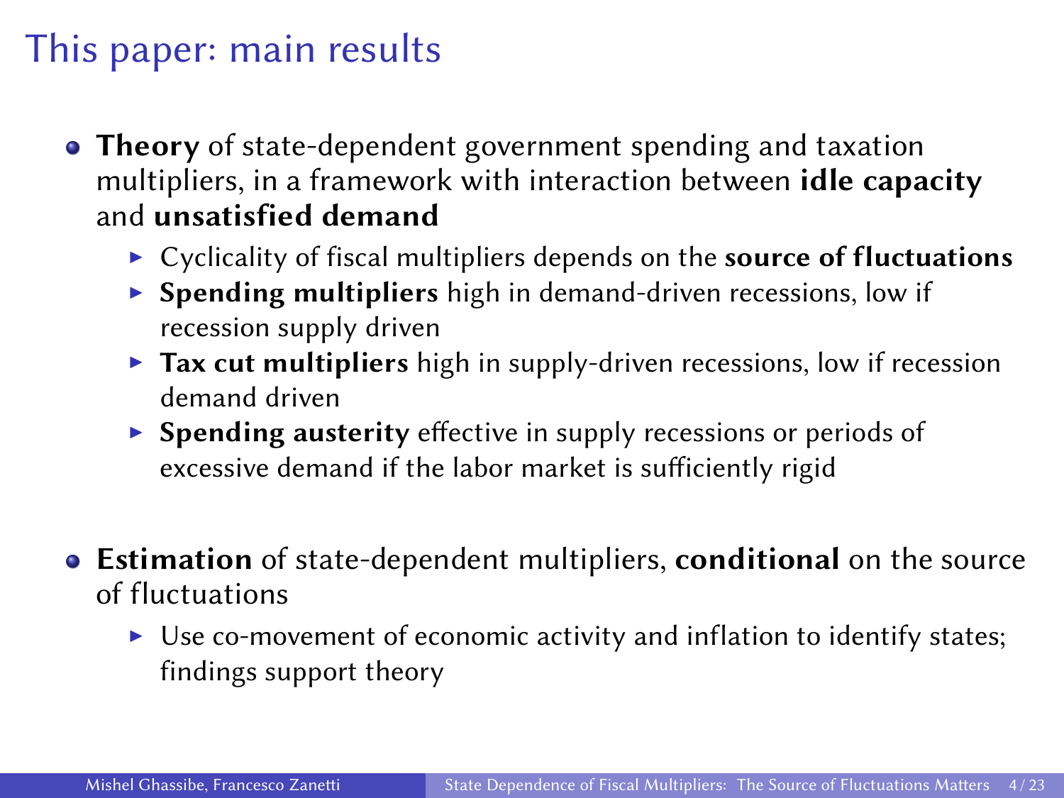# This paper: main results

- **Theory** of state-dependent government spending and taxation multipliers, in a framework with interaction between **idle capacity** and **unsatisfied demand**
  - Cyclicality of fiscal multipliers depends on the **source of fluctuations**
  - **Spending multipliers** high in demand-driven recessions, low if recession supply driven
  - **Tax cut multipliers** high in supply-driven recessions, low if recession demand driven
  - **Spending austerity** effective in supply recessions or periods of excessive demand if the labor market is sufficiently rigid

- **Estimation** of state-dependent multipliers, **conditional** on the source of fluctuations
  - Use co-movement of economic activity and inflation to identify states; findings support theory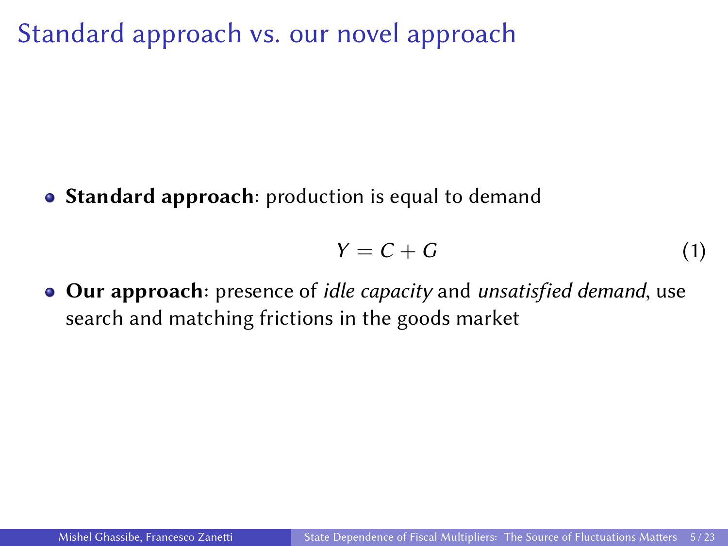# Standard approach vs. our novel approach

- **Standard approach**: production is equal to demand

$$Y = C + G \tag{1}$$

- **Our approach**: presence of *idle capacity* and *unsatisfied demand*, use search and matching frictions in the goods market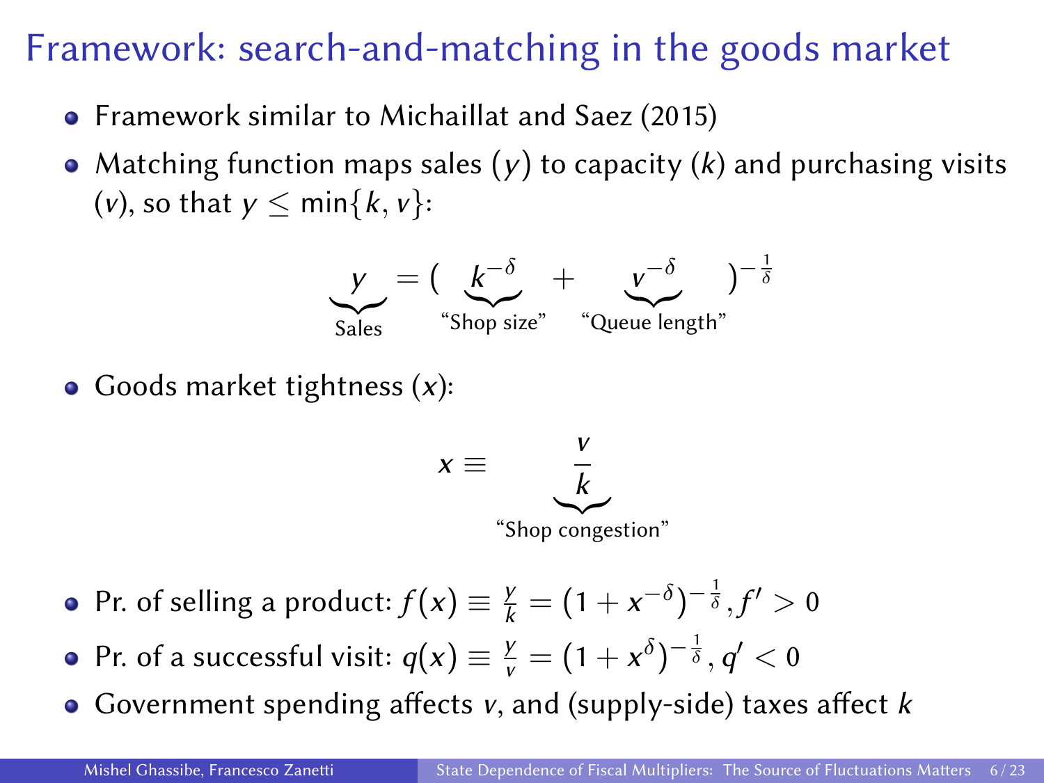# Framework: search-and-matching in the goods market

- Framework similar to Michaillat and Saez (2015)
- Matching function maps sales ($y$) to capacity ($k$) and purchasing visits ($v$), so that $y \leq \min\{k, v\}$:

$$\underbrace{y}_{\text{Sales}} = \Big( \underbrace{k^{-\delta}}_{\text{“Shop size”}} + \underbrace{v^{-\delta}}_{\text{“Queue length”}} \Big)^{-\frac{1}{\delta}}$$

- Goods market tightness ($x$):

$$x \equiv \underbrace{\frac{v}{k}}_{\text{“Shop congestion”}}$$

- Pr. of selling a product: $f(x) \equiv \frac{y}{k} = (1 + x^{-\delta})^{-\frac{1}{\delta}}, f' > 0$
- Pr. of a successful visit: $q(x) \equiv \frac{y}{v} = (1 + x^{\delta})^{-\frac{1}{\delta}}, q' < 0$
- Government spending affects $v$, and (supply-side) taxes affect $k$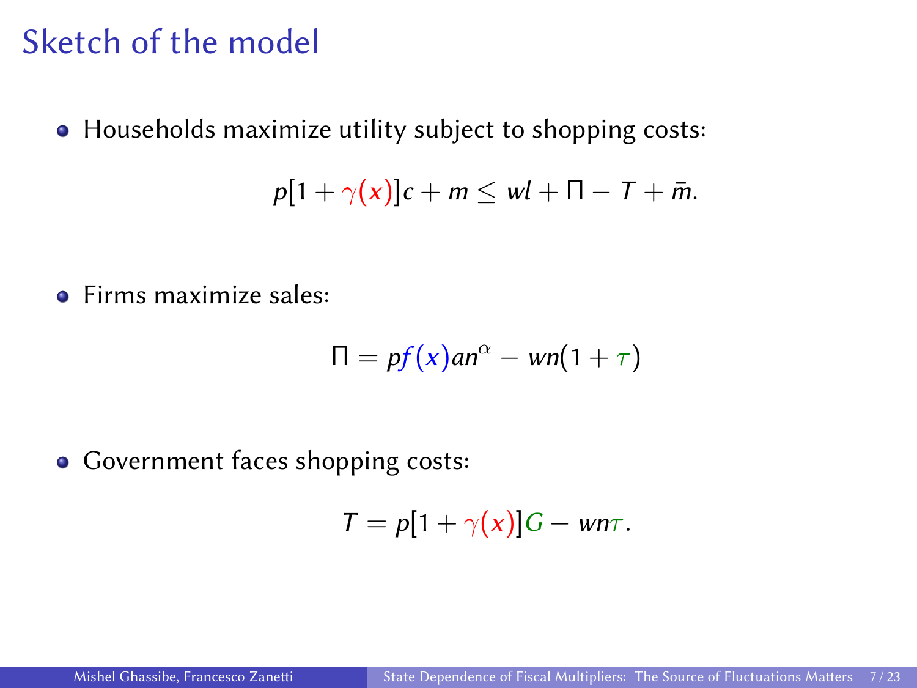# Sketch of the model

- Households maximize utility subject to shopping costs:

$$p[1+\gamma(x)]c + m \leq wl + \Pi - T + \bar{m}.$$

- Firms maximize sales:

$$\Pi = pf(x)an^{\alpha} - wn(1+\tau)$$

- Government faces shopping costs:

$$T = p[1+\gamma(x)]G - wn\tau.$$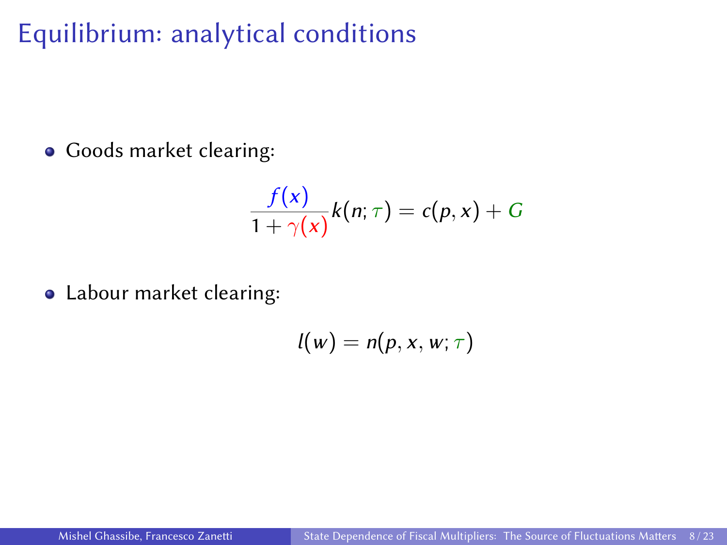# Equilibrium: analytical conditions

- Goods market clearing:

$$\frac{f(x)}{1+\gamma(x)}k(n;\tau) = c(p,x) + G$$

- Labour market clearing:

$$l(w) = n(p,x,w;\tau)$$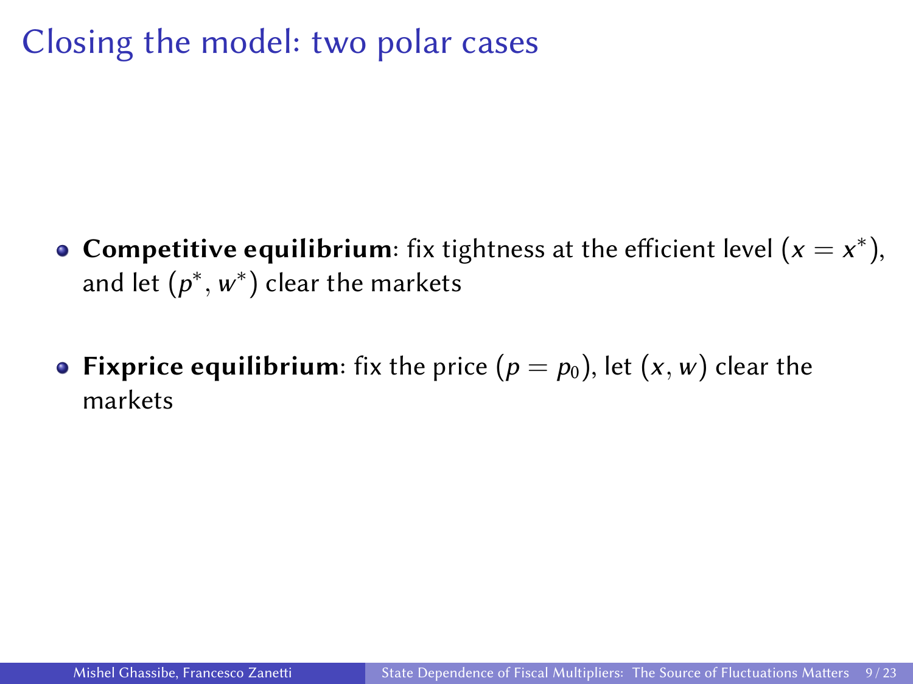# Closing the model: two polar cases

- **Competitive equilibrium**: fix tightness at the efficient level $(x = x^*)$, and let $(p^*, w^*)$ clear the markets
- **Fixprice equilibrium**: fix the price $(p = p_0)$, let $(x, w)$ clear the markets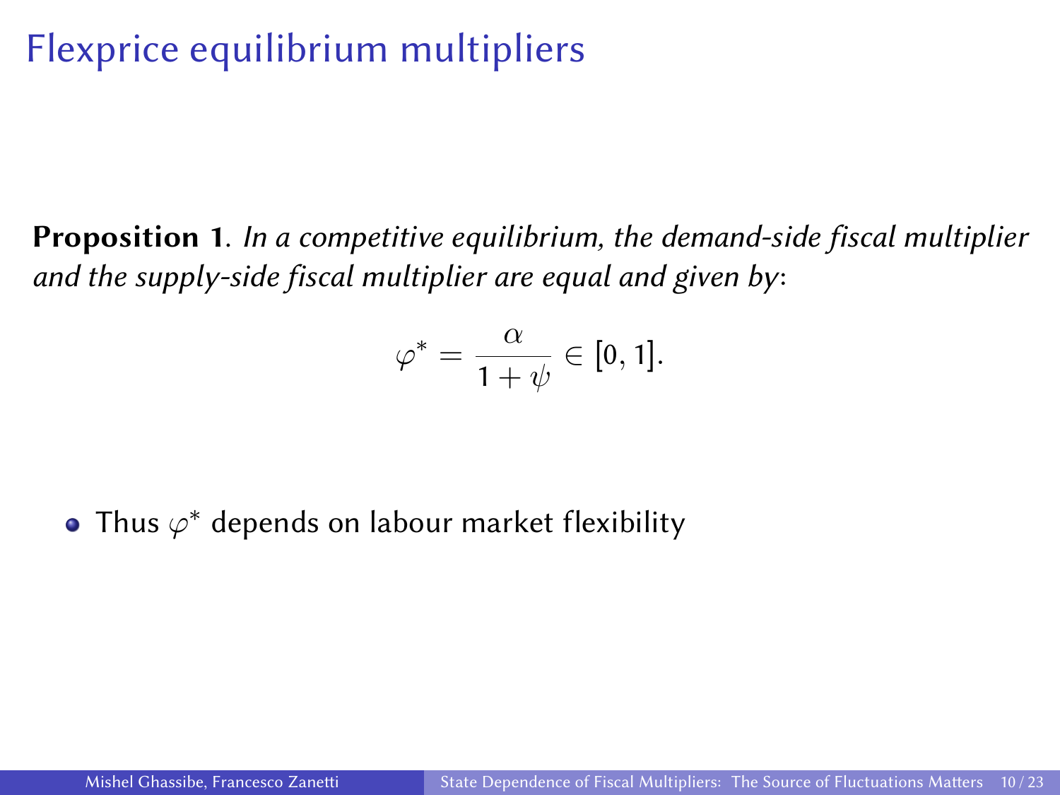# Flexprice equilibrium multipliers

**Proposition 1**. *In a competitive equilibrium, the demand-side fiscal multiplier and the supply-side fiscal multiplier are equal and given by*:

$$\varphi^* = \frac{\alpha}{1+\psi} \in [0, 1].$$

- Thus $\varphi^*$ depends on labour market flexibility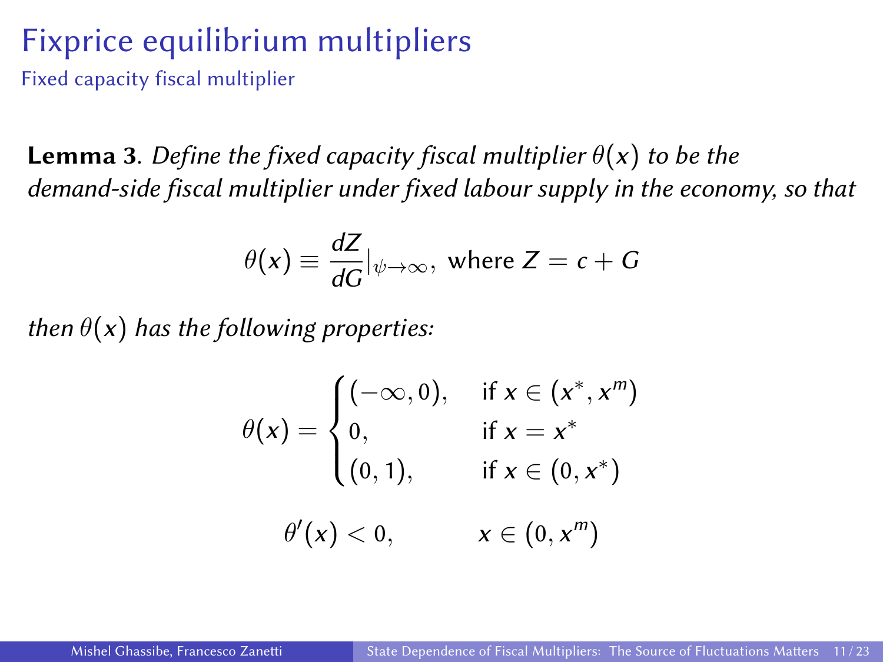# Fixprice equilibrium multipliers

## Fixed capacity fiscal multiplier

**Lemma 3**. *Define the fixed capacity fiscal multiplier $\theta(x)$ to be the demand-side fiscal multiplier under fixed labour supply in the economy, so that*

$$\theta(x) \equiv \frac{dZ}{dG}|_{\psi \to \infty}, \text{ where } Z = c + G$$

*then $\theta(x)$ has the following properties:*

$$\theta(x) = \begin{cases} (-\infty, 0), & \text{if } x \in (x^*, x^m) \\ 0, & \text{if } x = x^* \\ (0, 1), & \text{if } x \in (0, x^*) \end{cases}$$

$$\theta'(x) < 0, \qquad x \in (0, x^m)$$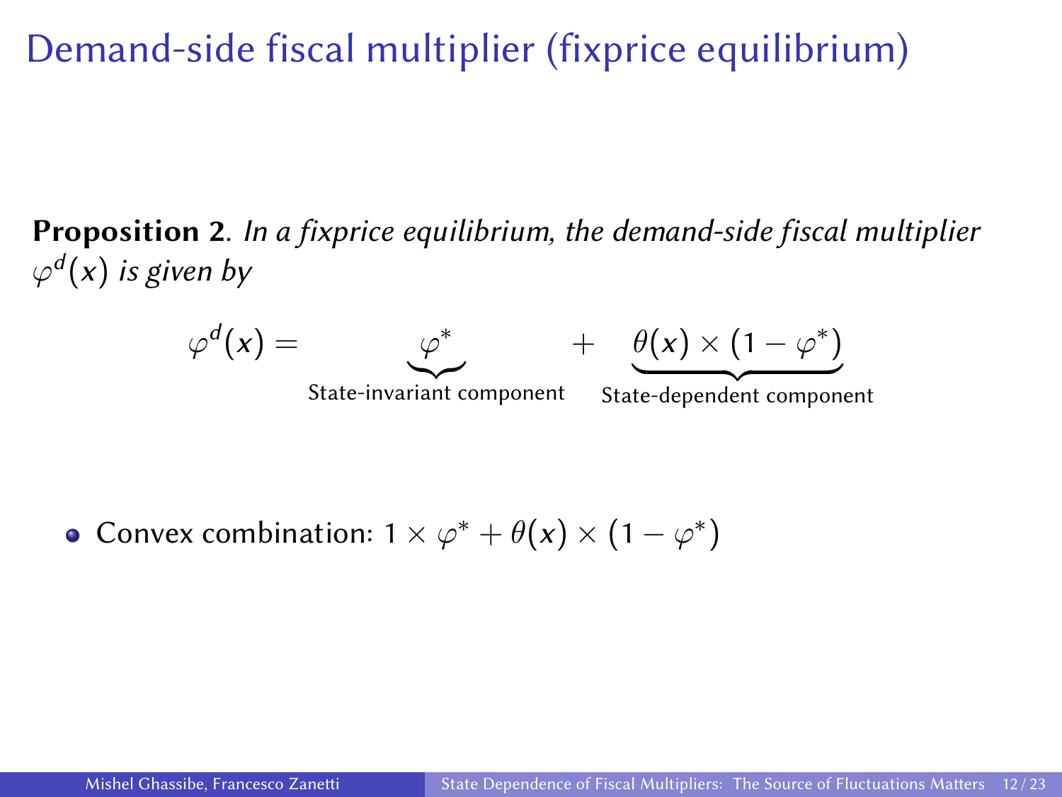# Demand-side fiscal multiplier (fixprice equilibrium)

**Proposition 2**. *In a fixprice equilibrium, the demand-side fiscal multiplier $\varphi^d(x)$ is given by*

$$\varphi^d(x) = \underbrace{\varphi^*}_{\text{State-invariant component}} + \underbrace{\theta(x) \times (1 - \varphi^*)}_{\text{State-dependent component}}$$

- Convex combination: $1 \times \varphi^* + \theta(x) \times (1 - \varphi^*)$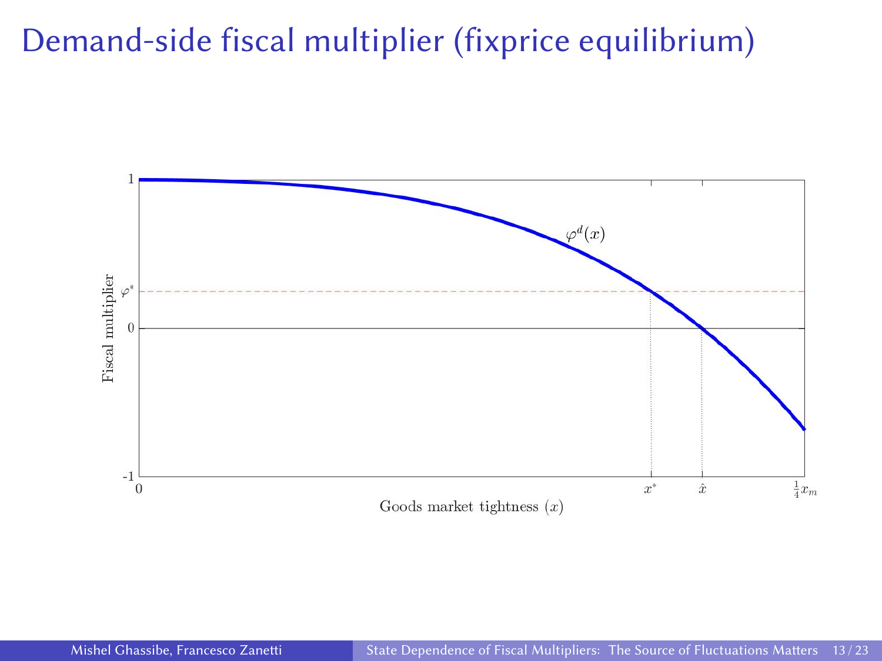# Demand-side fiscal multiplier (fixprice equilibrium)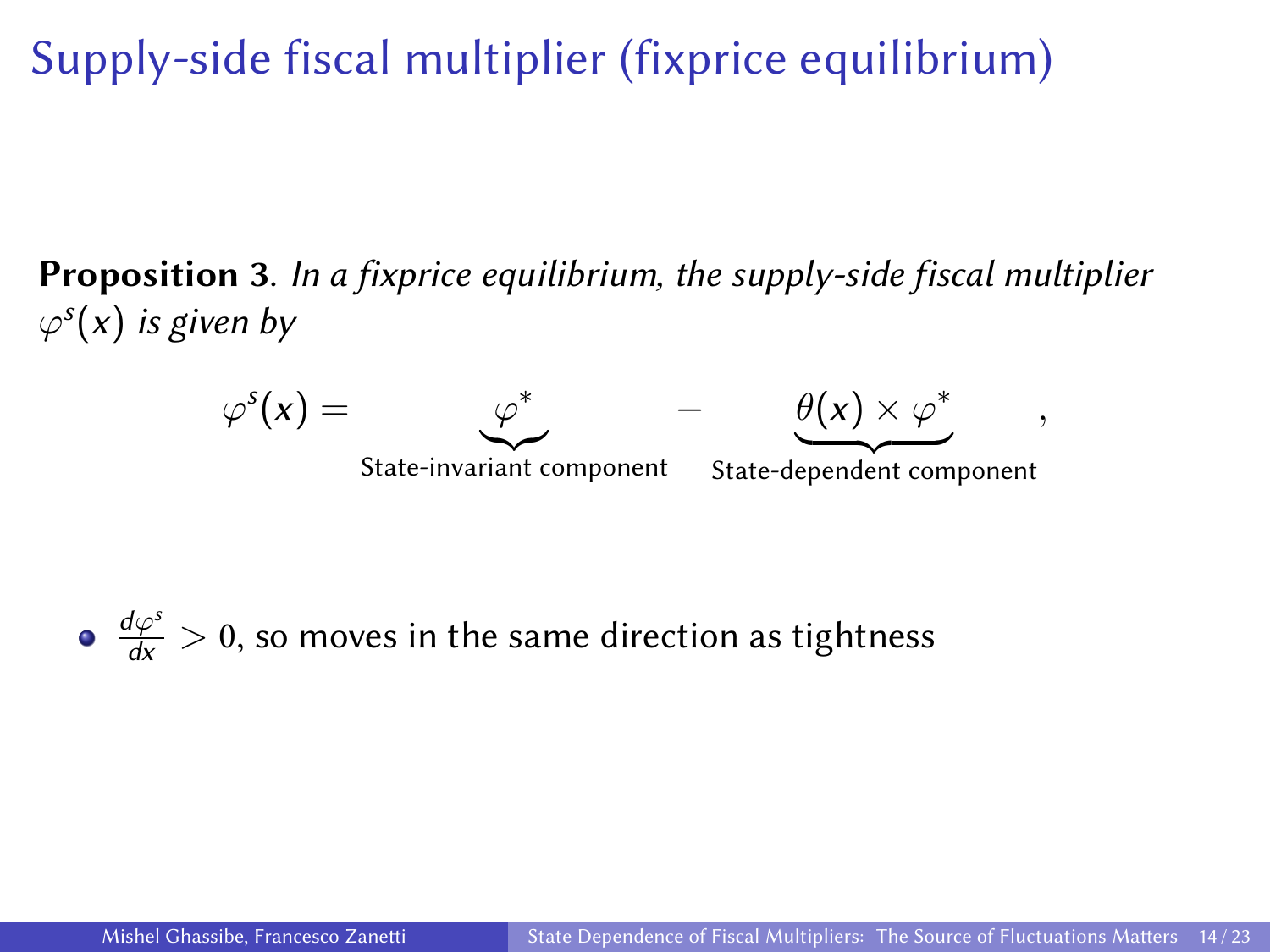# Supply-side fiscal multiplier (fixprice equilibrium)

**Proposition 3**. *In a fixprice equilibrium, the supply-side fiscal multiplier $\varphi^s(x)$ is given by*

$$\varphi^s(x) = \underbrace{\varphi^*}_{\text{State-invariant component}} - \underbrace{\theta(x) \times \varphi^*}_{\text{State-dependent component}},$$

- $\frac{d\varphi^s}{dx} > 0$, so moves in the same direction as tightness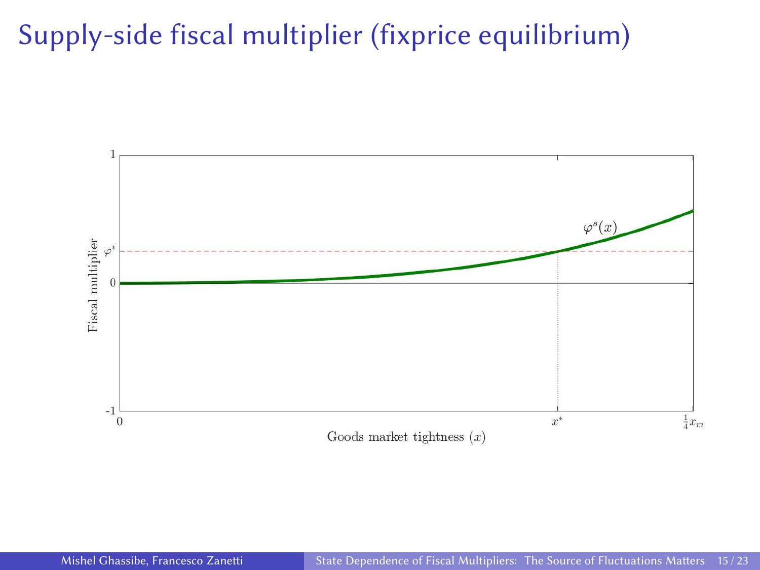# Supply-side fiscal multiplier (fixprice equilibrium)

Fiscal multiplier

1

$\varphi^*$

0

-1

$\varphi^s(x)$

0 $x^*$ $\frac{1}{4}x_m$

Goods market tightness ($x$)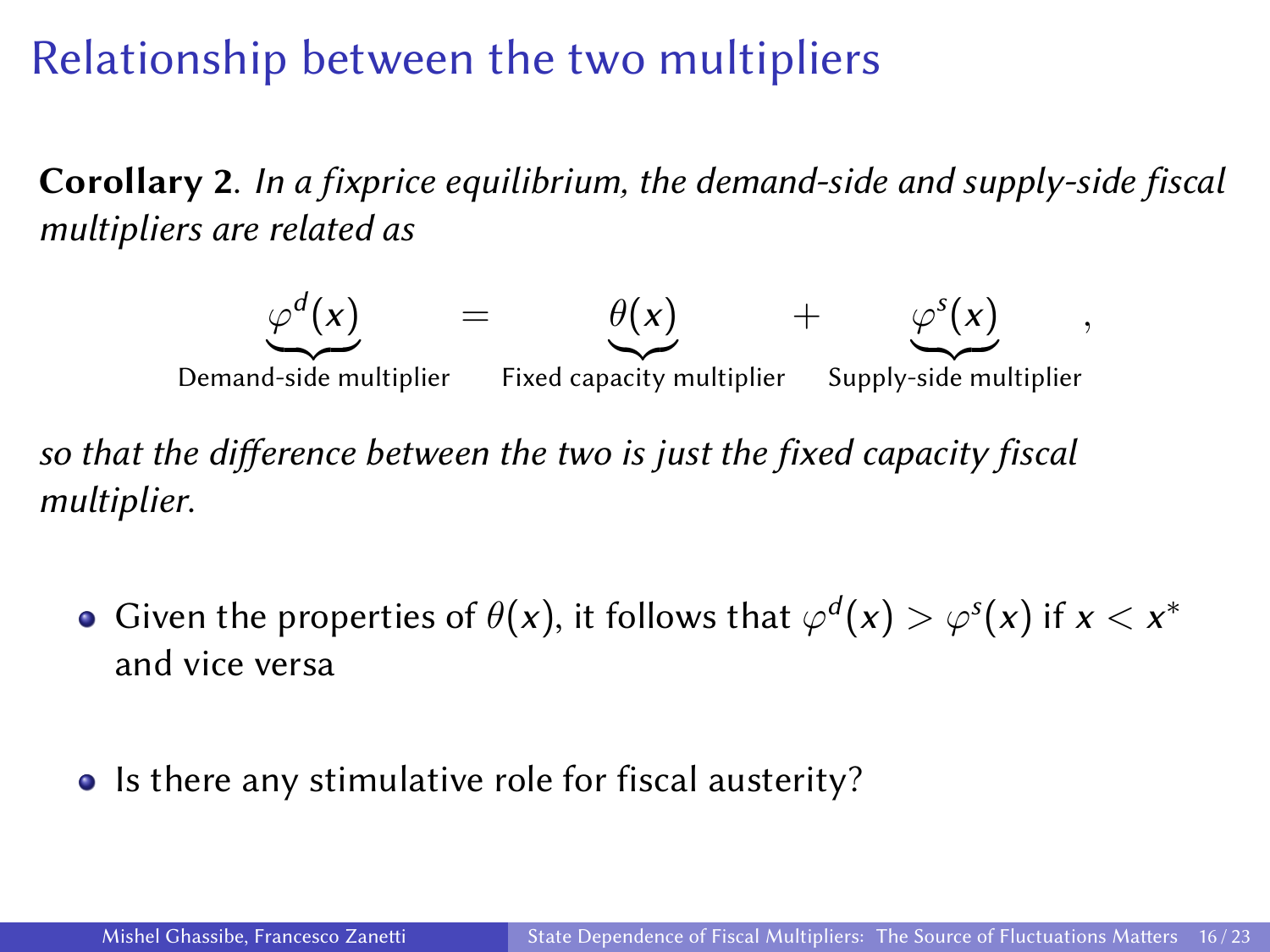# Relationship between the two multipliers

**Corollary 2.** *In a fixprice equilibrium, the demand-side and supply-side fiscal multipliers are related as*

$$\underbrace{\varphi^d(x)}_{\text{Demand-side multiplier}} = \underbrace{\theta(x)}_{\text{Fixed capacity multiplier}} + \underbrace{\varphi^s(x)}_{\text{Supply-side multiplier}},$$

*so that the difference between the two is just the fixed capacity fiscal multiplier.*

- Given the properties of $\theta(x)$, it follows that $\varphi^d(x) > \varphi^s(x)$ if $x < x^*$ and vice versa
- Is there any stimulative role for fiscal austerity?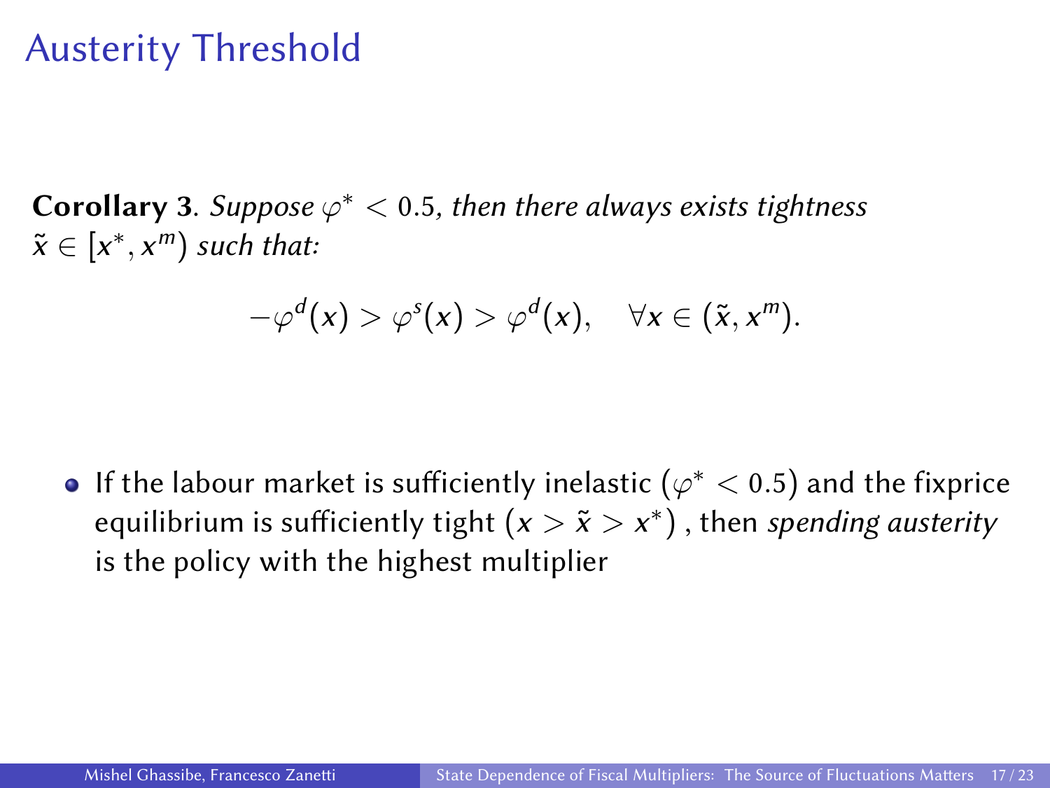# Austerity Threshold

**Corollary 3**. *Suppose $\varphi^* < 0.5$, then there always exists tightness $\tilde{x} \in [x^*, x^m)$ such that:*

$$-\varphi^d(x) > \varphi^s(x) > \varphi^d(x), \quad \forall x \in (\tilde{x}, x^m).$$

- If the labour market is sufficiently inelastic $(\varphi^* < 0.5)$ and the fixprice equilibrium is sufficiently tight $(x > \tilde{x} > x^*)$, then *spending austerity* is the policy with the highest multiplier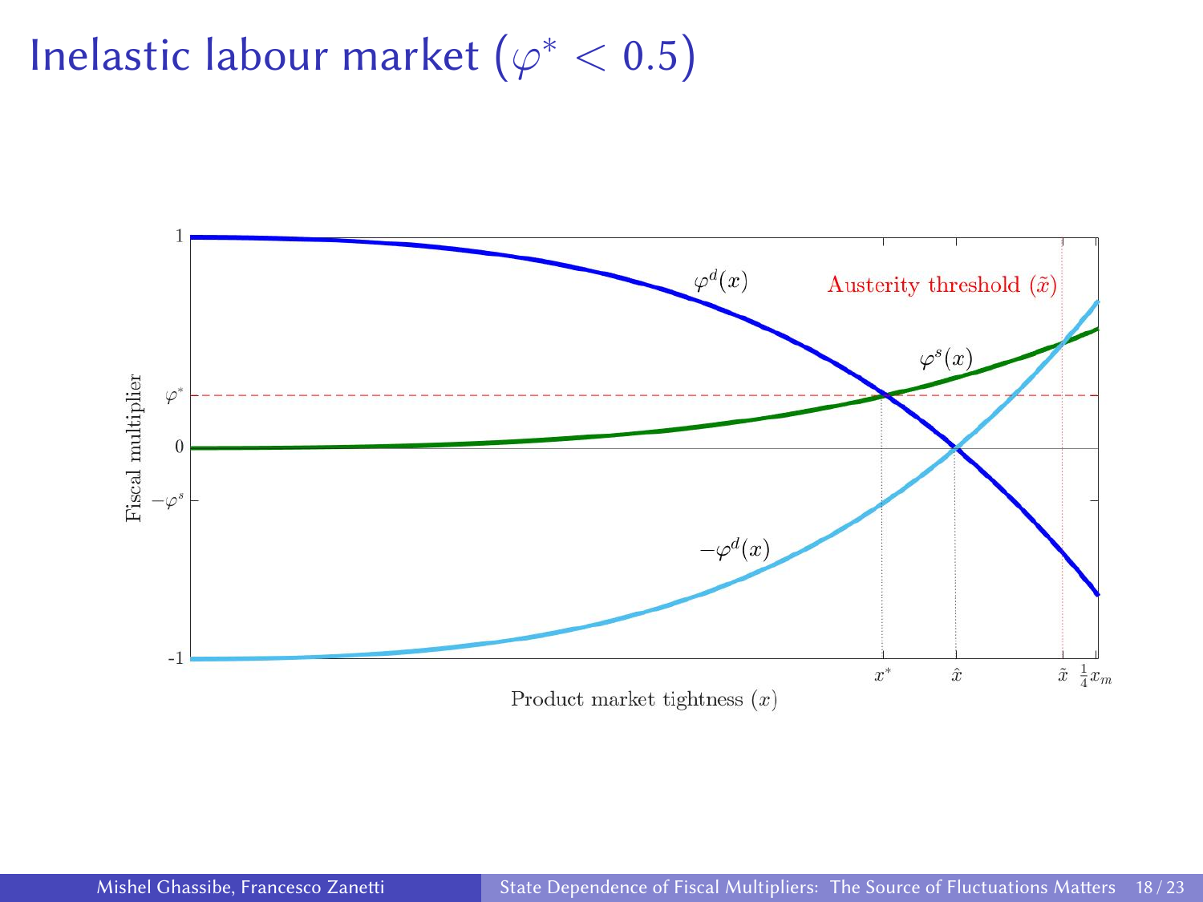# Inelastic labour market ($\varphi^* < 0.5$)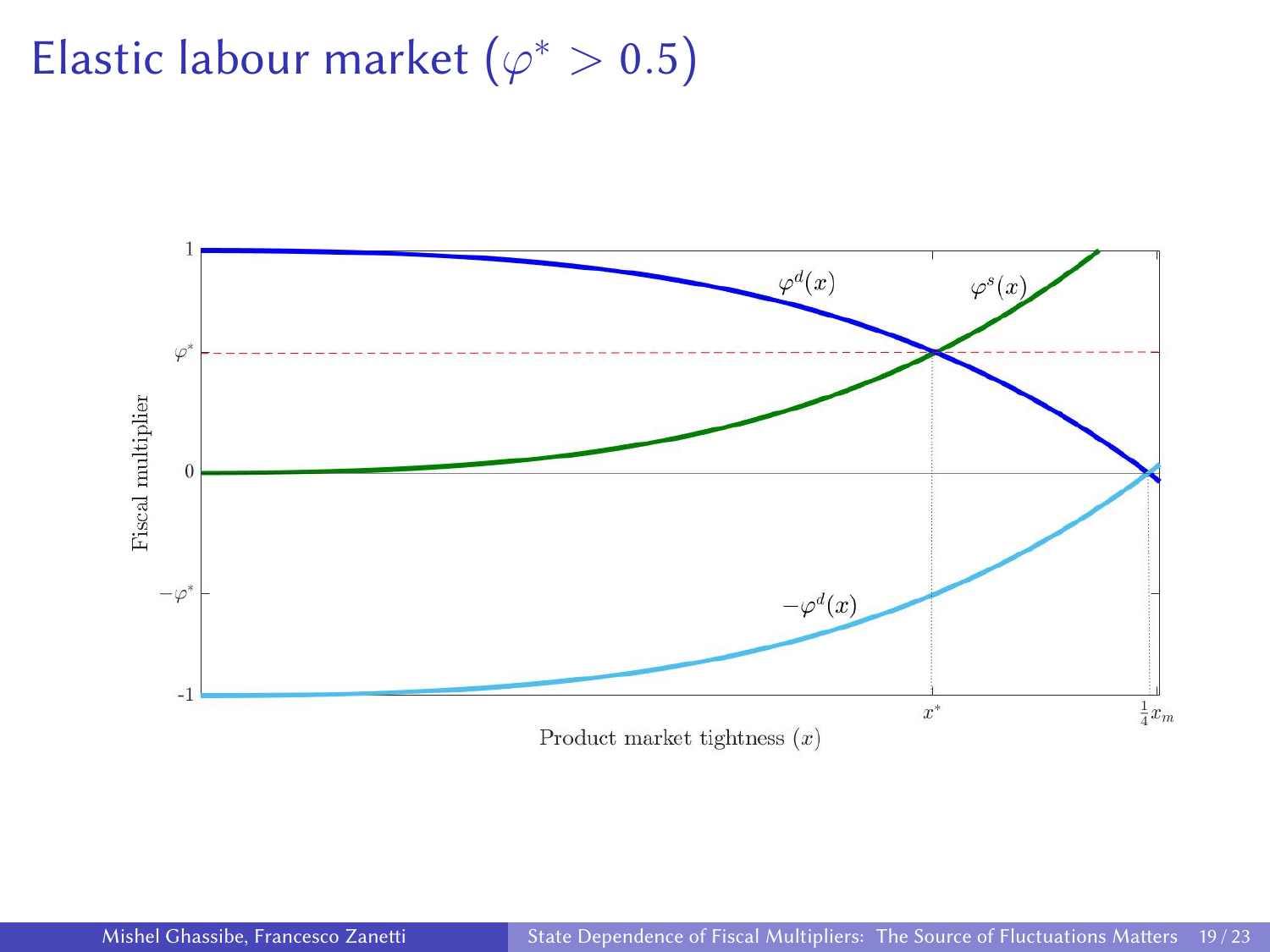# Elastic labour market ($\varphi^* > 0.5$)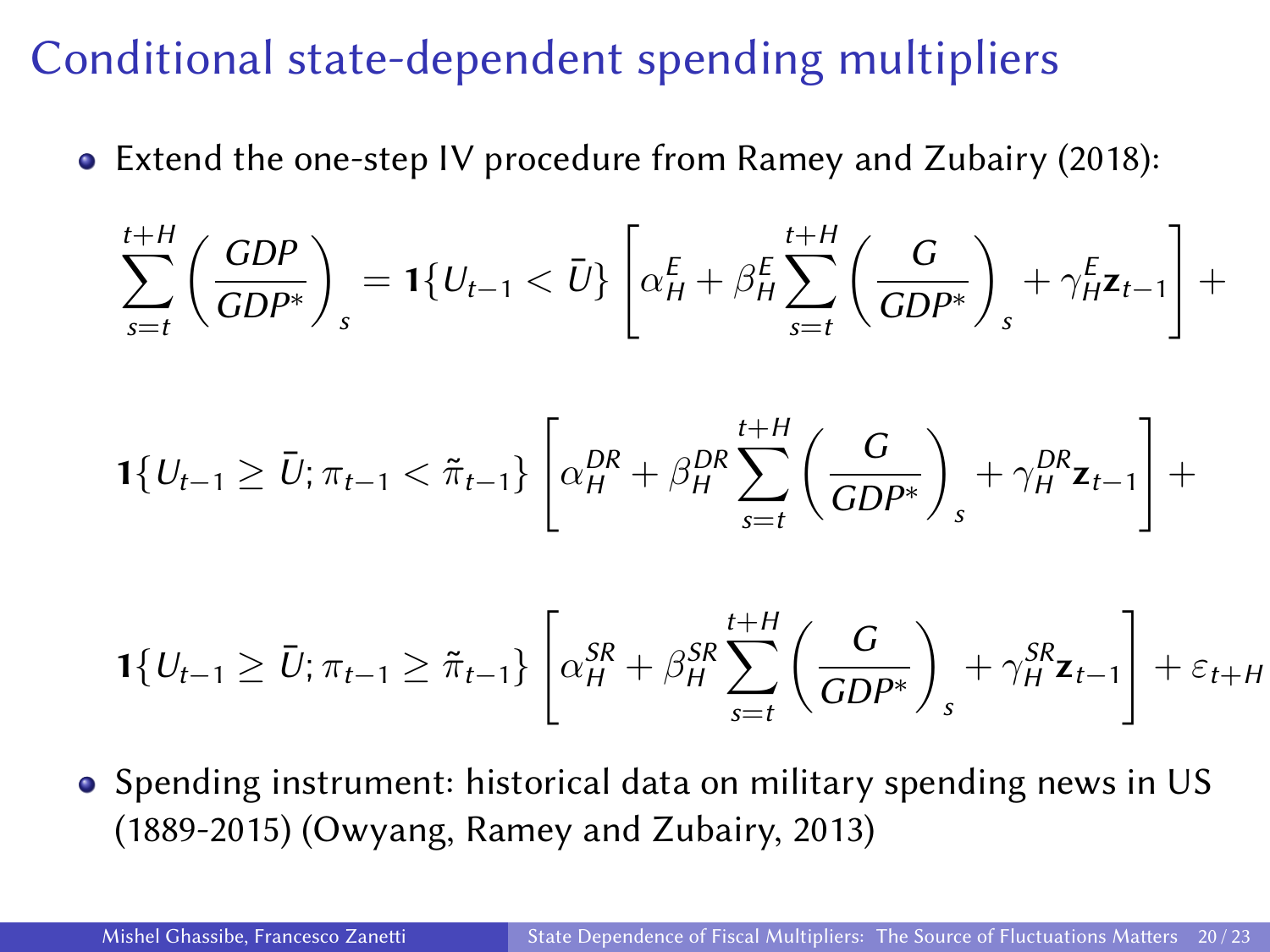# Conditional state-dependent spending multipliers

- Extend the one-step IV procedure from Ramey and Zubairy (2018):

$$
\sum_{s=t}^{t+H} \left( \frac{GDP}{GDP^*} \right)_s = \mathbf{1}\{U_{t-1} < \bar{U}\} \left[ \alpha_H^E + \beta_H^E \sum_{s=t}^{t+H} \left( \frac{G}{GDP^*} \right)_s + \gamma_H^E \mathbf{z}_{t-1} \right] +
$$

$$
\mathbf{1}\{U_{t-1} \geq \bar{U}; \pi_{t-1} < \tilde{\pi}_{t-1}\} \left[ \alpha_H^{DR} + \beta_H^{DR} \sum_{s=t}^{t+H} \left( \frac{G}{GDP^*} \right)_s + \gamma_H^{DR} \mathbf{z}_{t-1} \right] +
$$

$$
\mathbf{1}\{U_{t-1} \geq \bar{U}; \pi_{t-1} \geq \tilde{\pi}_{t-1}\} \left[ \alpha_H^{SR} + \beta_H^{SR} \sum_{s=t}^{t+H} \left( \frac{G}{GDP^*} \right)_s + \gamma_H^{SR} \mathbf{z}_{t-1} \right] + \varepsilon_{t+H}
$$

- Spending instrument: historical data on military spending news in US (1889-2015) (Owyang, Ramey and Zubairy, 2013)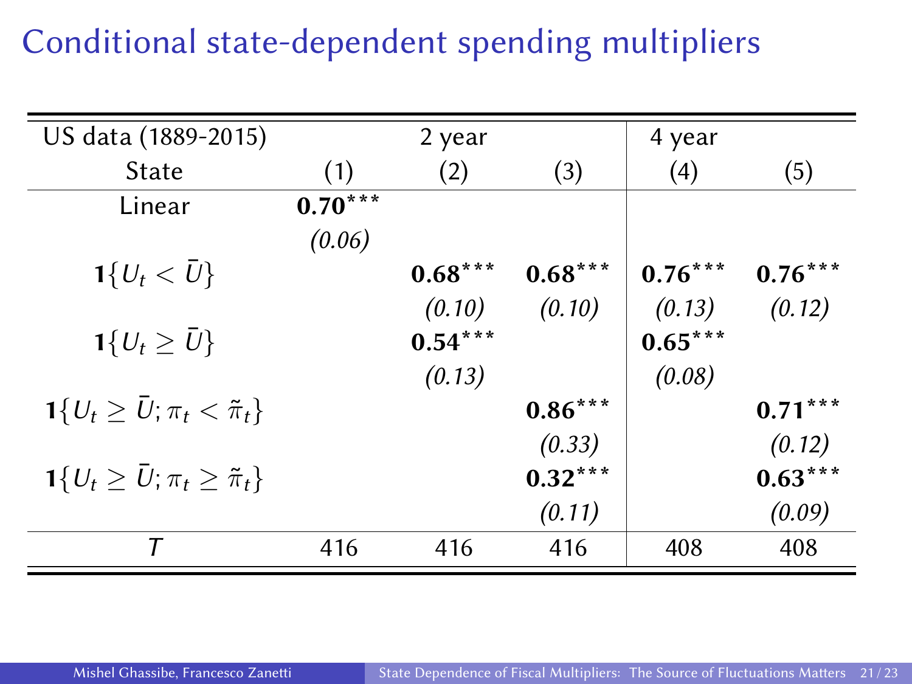# Conditional state-dependent spending multipliers

| US data (1889-2015) | | 2 year | | 4 year | |
|---|---|---|---|---|---|
| State | (1) | (2) | (3) | (4) | (5) |
| Linear | **0.70*****<br>*(0.06)* | | | | |
| $\mathbf{1}\{U_t < \bar{U}\}$ | | **0.68*****<br>*(0.10)* | **0.68*****<br>*(0.10)* | **0.76*****<br>*(0.13)* | **0.76*****<br>*(0.12)* |
| $\mathbf{1}\{U_t \geq \bar{U}\}$ | | **0.54*****<br>*(0.13)* | | **0.65*****<br>*(0.08)* | |
| $\mathbf{1}\{U_t \geq \bar{U}; \pi_t < \tilde{\pi}_t\}$ | | | **0.86*****<br>*(0.33)* | | **0.71*****<br>*(0.12)* |
| $\mathbf{1}\{U_t \geq \bar{U}; \pi_t \geq \tilde{\pi}_t\}$ | | | **0.32*****<br>*(0.11)* | | **0.63*****<br>*(0.09)* |
| $T$ | 416 | 416 | 416 | 408 | 408 |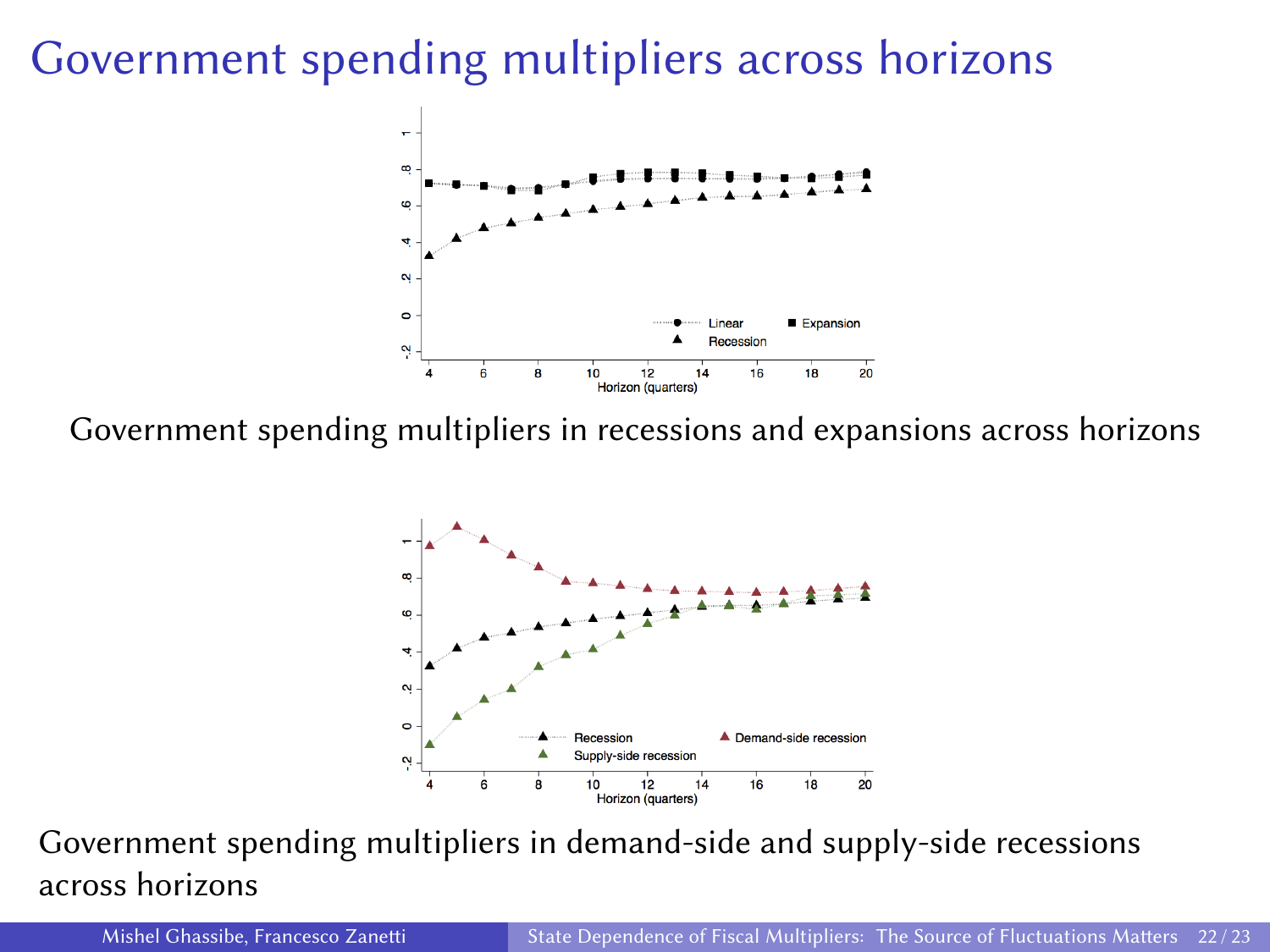# Government spending multipliers across horizons

Government spending multipliers in recessions and expansions across horizons

Government spending multipliers in demand-side and supply-side recessions across horizons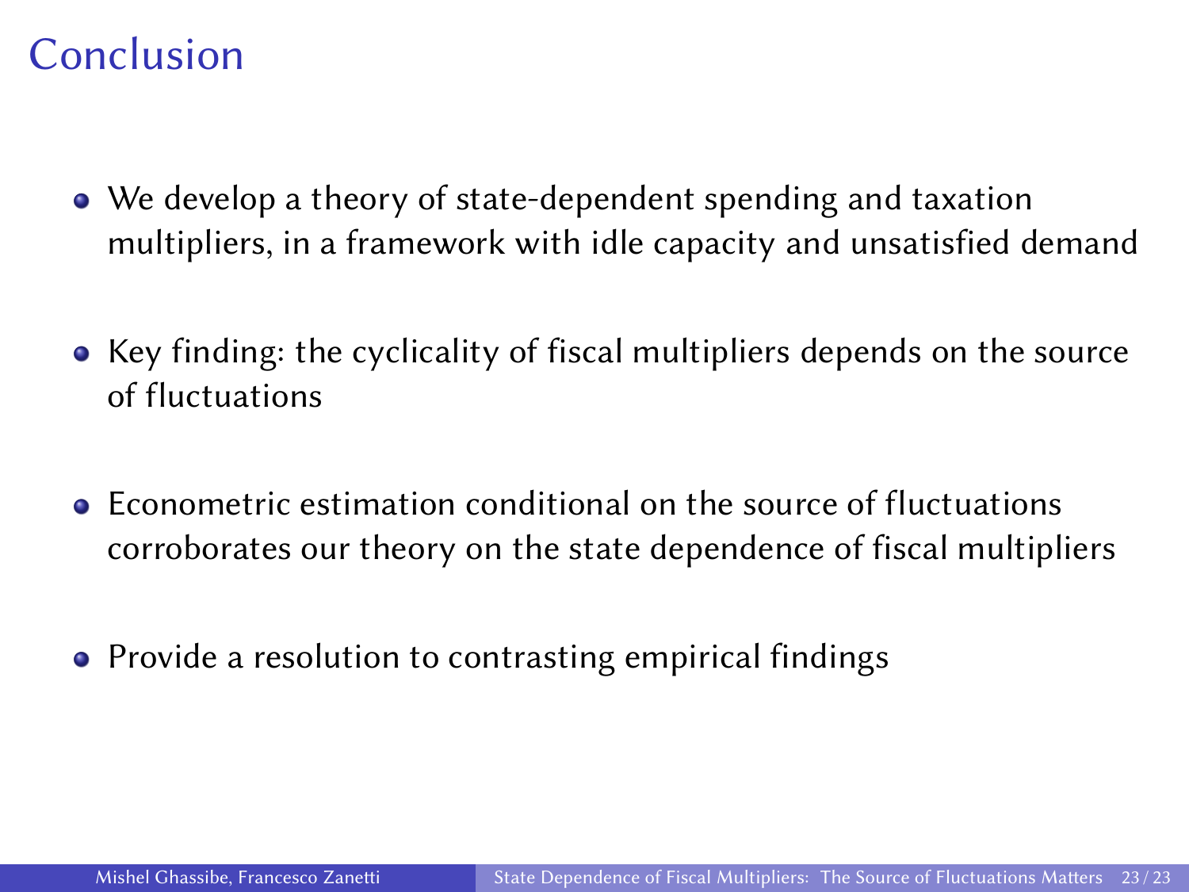# Conclusion

- We develop a theory of state-dependent spending and taxation multipliers, in a framework with idle capacity and unsatisfied demand
- Key finding: the cyclicality of fiscal multipliers depends on the source of fluctuations
- Econometric estimation conditional on the source of fluctuations corroborates our theory on the state dependence of fiscal multipliers
- Provide a resolution to contrasting empirical findings